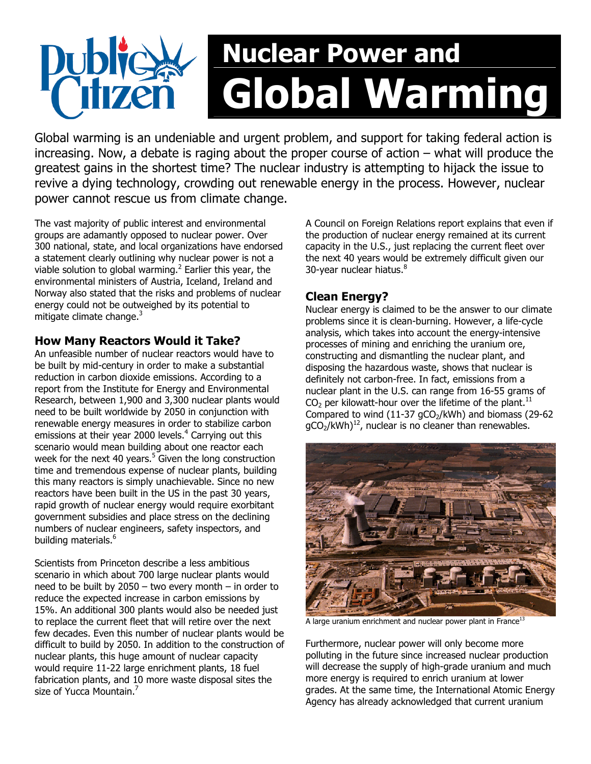# Nuclear Power and Global Warming

Global warming is an undeniable and urgent problem, and support for taking federal action is increasing. Now, a debate is raging about the proper course of action – what will produce the greatest gains in the shortest time? The nuclear industry is attempting to hijack the issue to revive a dying technology, crowding out renewable energy in the process. However, nuclear power cannot rescue us from climate change.

The vast majority of public interest and environmental groups are adamantly opposed to nuclear power. Over 300 national, state, and local organizations have endorsed a statement clearly outlining why nuclear power is not a viable solution to global warming.[2] Earlier this year, the environmental ministers of Austria, Iceland, Ireland and Norway also stated that the risks and problems of nuclear energy could not be outweighed by its potential to mitigate climate change.[3]

## How Many Reactors Would it Take?

An unfeasible number of nuclear reactors would have to be built by mid-century in order to make a substantial reduction in carbon dioxide emissions. According to a report from the Institute for Energy and Environmental Research, between 1,900 and 3,300 nuclear plants would need to be built worldwide by 2050 in conjunction with renewable energy measures in order to stabilize carbon emissions at their year 2000 levels.[4] Carrying out this scenario would mean building about one reactor each week for the next 40 years.[5] Given the long construction time and tremendous expense of nuclear plants, building this many reactors is simply unachievable. Since no new reactors have been built in the US in the past 30 years, rapid growth of nuclear energy would require exorbitant government subsidies and place stress on the declining numbers of nuclear engineers, safety inspectors, and building materials.[6]

Scientists from Princeton describe a less ambitious scenario in which about 700 large nuclear plants would need to be built by 2050 – two every month – in order to reduce the expected increase in carbon emissions by 15%. An additional 300 plants would also be needed just to replace the current fleet that will retire over the next few decades. Even this number of nuclear plants would be difficult to build by 2050. In addition to the construction of nuclear plants, this huge amount of nuclear capacity would require 11-22 large enrichment plants, 18 fuel fabrication plants, and 10 more waste disposal sites the size of Yucca Mountain.[7]

A Council on Foreign Relations report explains that even if the production of nuclear energy remained at its current capacity in the U.S., just replacing the current fleet over the next 40 years would be extremely difficult given our 30-year nuclear hiatus.[8]

## Clean Energy?

Nuclear energy is claimed to be the answer to our climate problems since it is clean-burning. However, a life-cycle analysis, which takes into account the energy-intensive processes of mining and enriching the uranium ore, constructing and dismantling the nuclear plant, and disposing the hazardous waste, shows that nuclear is definitely not carbon-free. In fact, emissions from a nuclear plant in the U.S. can range from 16-55 grams of $CO_2$ per kilowatt-hour over the lifetime of the plant.[11] Compared to wind (11-37 $gCO_2$/kWh) and biomass (29-62 $gCO_2$/kWh)[12], nuclear is no cleaner than renewables.

A large uranium enrichment and nuclear power plant in France[13]

Furthermore, nuclear power will only become more polluting in the future since increased nuclear production will decrease the supply of high-grade uranium and much more energy is required to enrich uranium at lower grades. At the same time, the International Atomic Energy Agency has already acknowledged that current uranium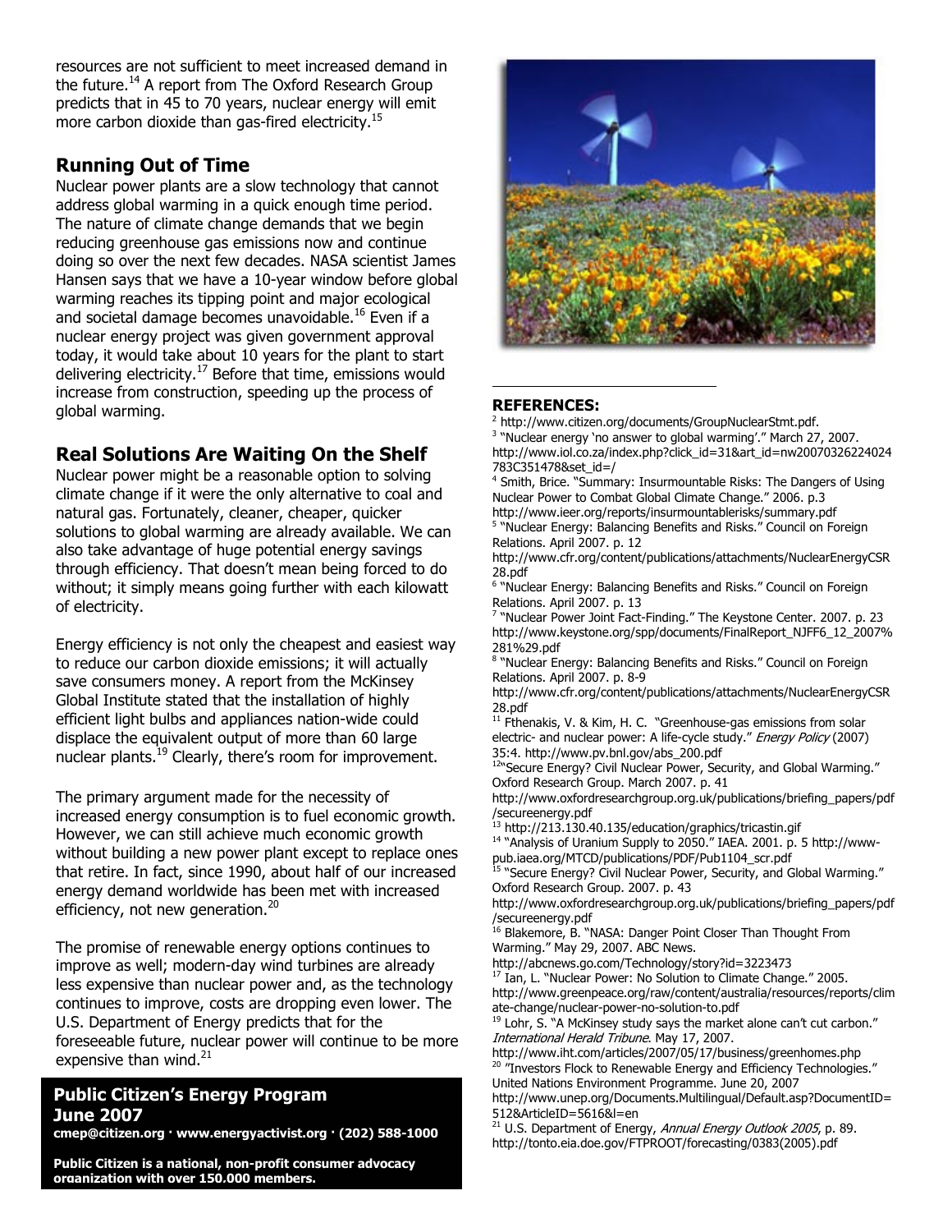resources are not sufficient to meet increased demand in the future.[14] A report from The Oxford Research Group predicts that in 45 to 70 years, nuclear energy will emit more carbon dioxide than gas-fired electricity.[15]

## Running Out of Time

Nuclear power plants are a slow technology that cannot address global warming in a quick enough time period. The nature of climate change demands that we begin reducing greenhouse gas emissions now and continue doing so over the next few decades. NASA scientist James Hansen says that we have a 10-year window before global warming reaches its tipping point and major ecological and societal damage becomes unavoidable.[16] Even if a nuclear energy project was given government approval today, it would take about 10 years for the plant to start delivering electricity.[17] Before that time, emissions would increase from construction, speeding up the process of global warming.

## Real Solutions Are Waiting On the Shelf

Nuclear power might be a reasonable option to solving climate change if it were the only alternative to coal and natural gas. Fortunately, cleaner, cheaper, quicker solutions to global warming are already available. We can also take advantage of huge potential energy savings through efficiency. That doesn't mean being forced to do without; it simply means going further with each kilowatt of electricity.

Energy efficiency is not only the cheapest and easiest way to reduce our carbon dioxide emissions; it will actually save consumers money. A report from the McKinsey Global Institute stated that the installation of highly efficient light bulbs and appliances nation-wide could displace the equivalent output of more than 60 large nuclear plants.[19] Clearly, there's room for improvement.

The primary argument made for the necessity of increased energy consumption is to fuel economic growth. However, we can still achieve much economic growth without building a new power plant except to replace ones that retire. In fact, since 1990, about half of our increased energy demand worldwide has been met with increased efficiency, not new generation.[20]

The promise of renewable energy options continues to improve as well; modern-day wind turbines are already less expensive than nuclear power and, as the technology continues to improve, costs are dropping even lower. The U.S. Department of Energy predicts that for the foreseeable future, nuclear power will continue to be more expensive than wind.[21]

**Public Citizen's Energy Program**
**June 2007**
**cmep@citizen.org · www.energyactivist.org · (202) 588-1000**

**Public Citizen is a national, non-profit consumer advocacy organization with over 150,000 members.**

---

**REFERENCES:**

[2] http://www.citizen.org/documents/GroupNuclearStmt.pdf.

[3] "Nuclear energy 'no answer to global warming'." March 27, 2007. http://www.iol.co.za/index.php?click_id=31&art_id=nw20070326224024783C351478&set_id=/

[4] Smith, Brice. "Summary: Insurmountable Risks: The Dangers of Using Nuclear Power to Combat Global Climate Change." 2006. p.3 http://www.ieer.org/reports/insurmountablerisks/summary.pdf

[5] "Nuclear Energy: Balancing Benefits and Risks." Council on Foreign Relations. April 2007. p. 12 http://www.cfr.org/content/publications/attachments/NuclearEnergyCSR28.pdf

[6] "Nuclear Energy: Balancing Benefits and Risks." Council on Foreign Relations. April 2007. p. 13

[7] "Nuclear Power Joint Fact-Finding." The Keystone Center. 2007. p. 23 http://www.keystone.org/spp/documents/FinalReport_NJFF6_12_2007%281%29.pdf

[8] "Nuclear Energy: Balancing Benefits and Risks." Council on Foreign Relations. April 2007. p. 8-9 http://www.cfr.org/content/publications/attachments/NuclearEnergyCSR28.pdf

[11] Fthenakis, V. & Kim, H. C. "Greenhouse-gas emissions from solar electric- and nuclear power: A life-cycle study." *Energy Policy* (2007) 35:4. http://www.pv.bnl.gov/abs_200.pdf

[12] "Secure Energy? Civil Nuclear Power, Security, and Global Warming." Oxford Research Group. March 2007. p. 41 http://www.oxfordresearchgroup.org.uk/publications/briefing_papers/pdf/secureenergy.pdf

[13] http://213.130.40.135/education/graphics/tricastin.gif

[14] "Analysis of Uranium Supply to 2050." IAEA. 2001. p. 5 http://www-pub.iaea.org/MTCD/publications/PDF/Pub1104_scr.pdf

[15] "Secure Energy? Civil Nuclear Power, Security, and Global Warming." Oxford Research Group. 2007. p. 43 http://www.oxfordresearchgroup.org.uk/publications/briefing_papers/pdf/secureenergy.pdf

[16] Blakemore, B. "NASA: Danger Point Closer Than Thought From Warming." May 29, 2007. ABC News. http://abcnews.go.com/Technology/story?id=3223473

[17] Ian, L. "Nuclear Power: No Solution to Climate Change." 2005. http://www.greenpeace.org/raw/content/australia/resources/reports/climate-change/nuclear-power-no-solution-to.pdf

[19] Lohr, S. "A McKinsey study says the market alone can't cut carbon." *International Herald Tribune*. May 17, 2007. http://www.iht.com/articles/2007/05/17/business/greenhomes.php

[20] "Investors Flock to Renewable Energy and Efficiency Technologies." United Nations Environment Programme. June 20, 2007 http://www.unep.org/Documents.Multilingual/Default.asp?DocumentID=512&ArticleID=5616&l=en

[21] U.S. Department of Energy, *Annual Energy Outlook 2005*, p. 89. http://tonto.eia.doe.gov/FTPROOT/forecasting/0383(2005).pdf